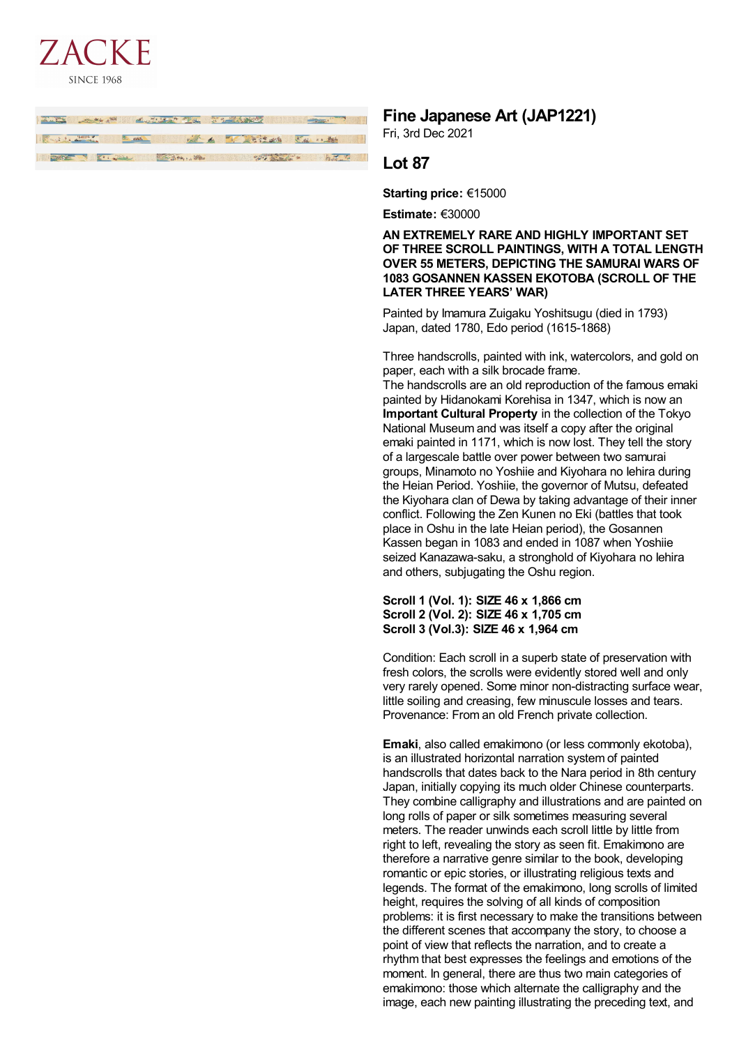ZACKE

SINCE 1968

# Fine Japanese Art (JAP1221)

Fri, 3rd Dec 2021

## Lot 87

**Starting price:** €15000

**Estimate:** €30000

**AN EXTREMELY RARE AND HIGHLY IMPORTANT SET OF THREE SCROLL PAINTINGS, WITH A TOTAL LENGTH OVER 55 METERS, DEPICTING THE SAMURAI WARS OF 1083 GOSANNEN KASSEN EKOTOBA (SCROLL OF THE LATER THREE YEARS' WAR)**

Painted by Imamura Zuigaku Yoshitsugu (died in 1793)
Japan, dated 1780, Edo period (1615-1868)

Three handscrolls, painted with ink, watercolors, and gold on paper, each with a silk brocade frame.
The handscrolls are an old reproduction of the famous emaki painted by Hidanokami Korehisa in 1347, which is now an **Important Cultural Property** in the collection of the Tokyo National Museum and was itself a copy after the original emaki painted in 1171, which is now lost. They tell the story of a largescale battle over power between two samurai groups, Minamoto no Yoshiie and Kiyohara no Iehira during the Heian Period. Yoshiie, the governor of Mutsu, defeated the Kiyohara clan of Dewa by taking advantage of their inner conflict. Following the Zen Kunen no Eki (battles that took place in Oshu in the late Heian period), the Gosannen Kassen began in 1083 and ended in 1087 when Yoshiie seized Kanazawa-saku, a stronghold of Kiyohara no Iehira and others, subjugating the Oshu region.

**Scroll 1 (Vol. 1): SIZE 46 x 1,866 cm**
**Scroll 2 (Vol. 2): SIZE 46 x 1,705 cm**
**Scroll 3 (Vol.3): SIZE 46 x 1,964 cm**

Condition: Each scroll in a superb state of preservation with fresh colors, the scrolls were evidently stored well and only very rarely opened. Some minor non-distracting surface wear, little soiling and creasing, few minuscule losses and tears.
Provenance: From an old French private collection.

**Emaki**, also called emakimono (or less commonly ekotoba), is an illustrated horizontal narration system of painted handscrolls that dates back to the Nara period in 8th century Japan, initially copying its much older Chinese counterparts. They combine calligraphy and illustrations and are painted on long rolls of paper or silk sometimes measuring several meters. The reader unwinds each scroll little by little from right to left, revealing the story as seen fit. Emakimono are therefore a narrative genre similar to the book, developing romantic or epic stories, or illustrating religious texts and legends. The format of the emakimono, long scrolls of limited height, requires the solving of all kinds of composition problems: it is first necessary to make the transitions between the different scenes that accompany the story, to choose a point of view that reflects the narration, and to create a rhythm that best expresses the feelings and emotions of the moment. In general, there are thus two main categories of emakimono: those which alternate the calligraphy and the image, each new painting illustrating the preceding text, and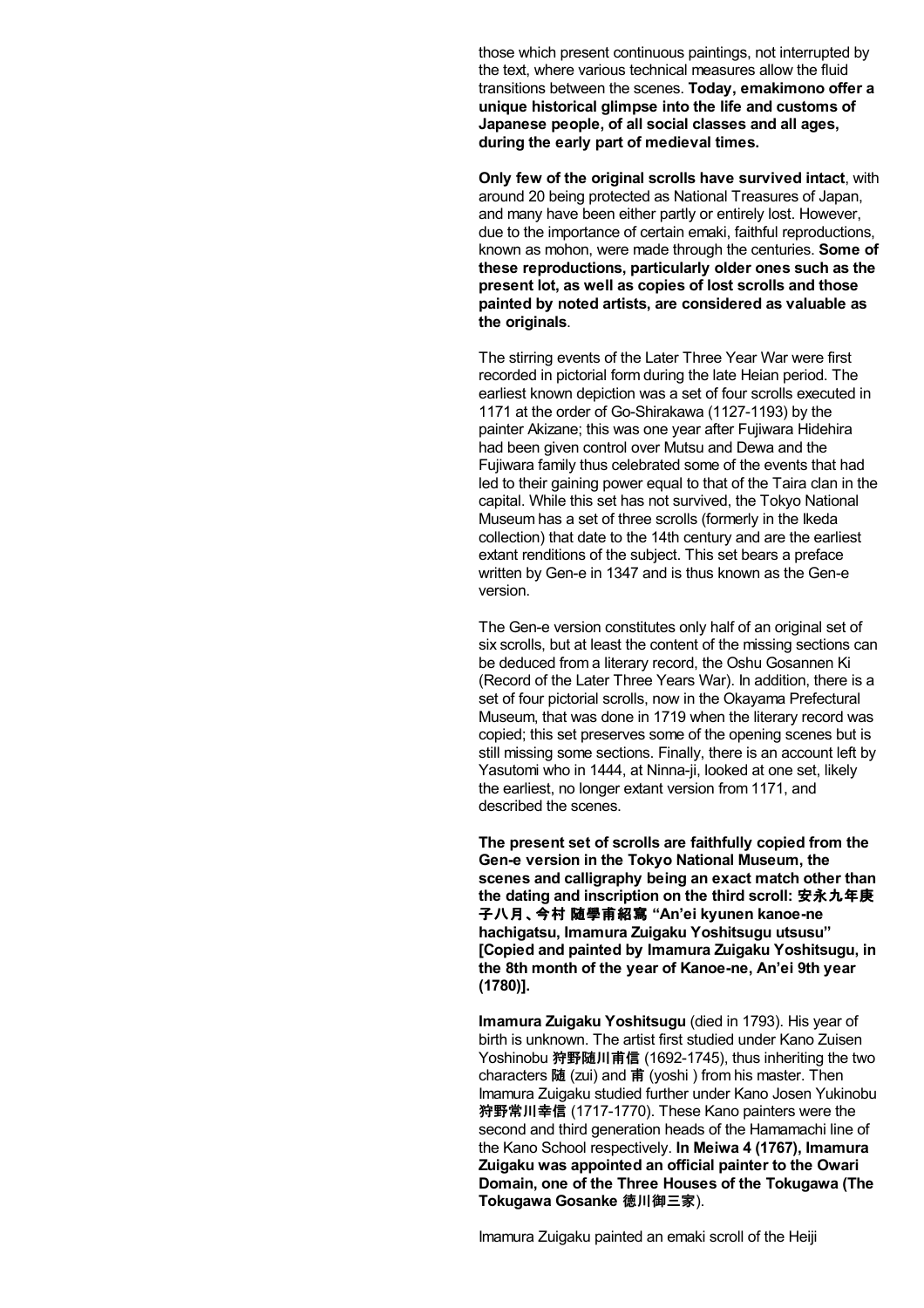those which present continuous paintings, not interrupted by the text, where various technical measures allow the fluid transitions between the scenes. **Today, emakimono offer a unique historical glimpse into the life and customs of Japanese people, of all social classes and all ages, during the early part of medieval times.**

**Only few of the original scrolls have survived intact**, with around 20 being protected as National Treasures of Japan, and many have been either partly or entirely lost. However, due to the importance of certain emaki, faithful reproductions, known as mohon, were made through the centuries. **Some of these reproductions, particularly older ones such as the present lot, as well as copies of lost scrolls and those painted by noted artists, are considered as valuable as the originals**.

The stirring events of the Later Three Year War were first recorded in pictorial form during the late Heian period. The earliest known depiction was a set of four scrolls executed in 1171 at the order of Go-Shirakawa (1127-1193) by the painter Akizane; this was one year after Fujiwara Hidehira had been given control over Mutsu and Dewa and the Fujiwara family thus celebrated some of the events that had led to their gaining power equal to that of the Taira clan in the capital. While this set has not survived, the Tokyo National Museum has a set of three scrolls (formerly in the Ikeda collection) that date to the 14th century and are the earliest extant renditions of the subject. This set bears a preface written by Gen-e in 1347 and is thus known as the Gen-e version.

The Gen-e version constitutes only half of an original set of six scrolls, but at least the content of the missing sections can be deduced from a literary record, the Oshu Gosannen Ki (Record of the Later Three Years War). In addition, there is a set of four pictorial scrolls, now in the Okayama Prefectural Museum, that was done in 1719 when the literary record was copied; this set preserves some of the opening scenes but is still missing some sections. Finally, there is an account left by Yasutomi who in 1444, at Ninna-ji, looked at one set, likely the earliest, no longer extant version from 1171, and described the scenes.

**The present set of scrolls are faithfully copied from the Gen-e version in the Tokyo National Museum, the scenes and calligraphy being an exact match other than the dating and inscription on the third scroll: 安永九年庚子八月、今村 随學甫紹寫 "An'ei kyunen kanoe-ne hachigatsu, Imamura Zuigaku Yoshitsugu utsusu" [Copied and painted by Imamura Zuigaku Yoshitsugu, in the 8th month of the year of Kanoe-ne, An'ei 9th year (1780)].**

**Imamura Zuigaku Yoshitsugu** (died in 1793). His year of birth is unknown. The artist first studied under Kano Zuisen Yoshinobu 狩野随川甫信 (1692-1745), thus inheriting the two characters 随 (zui) and 甫 (yoshi ) from his master. Then Imamura Zuigaku studied further under Kano Josen Yukinobu 狩野常川幸信 (1717-1770). These Kano painters were the second and third generation heads of the Hamamachi line of the Kano School respectively. **In Meiwa 4 (1767), Imamura Zuigaku was appointed an official painter to the Owari Domain, one of the Three Houses of the Tokugawa (The Tokugawa Gosanke 徳川御三家**).

Imamura Zuigaku painted an emaki scroll of the Heiji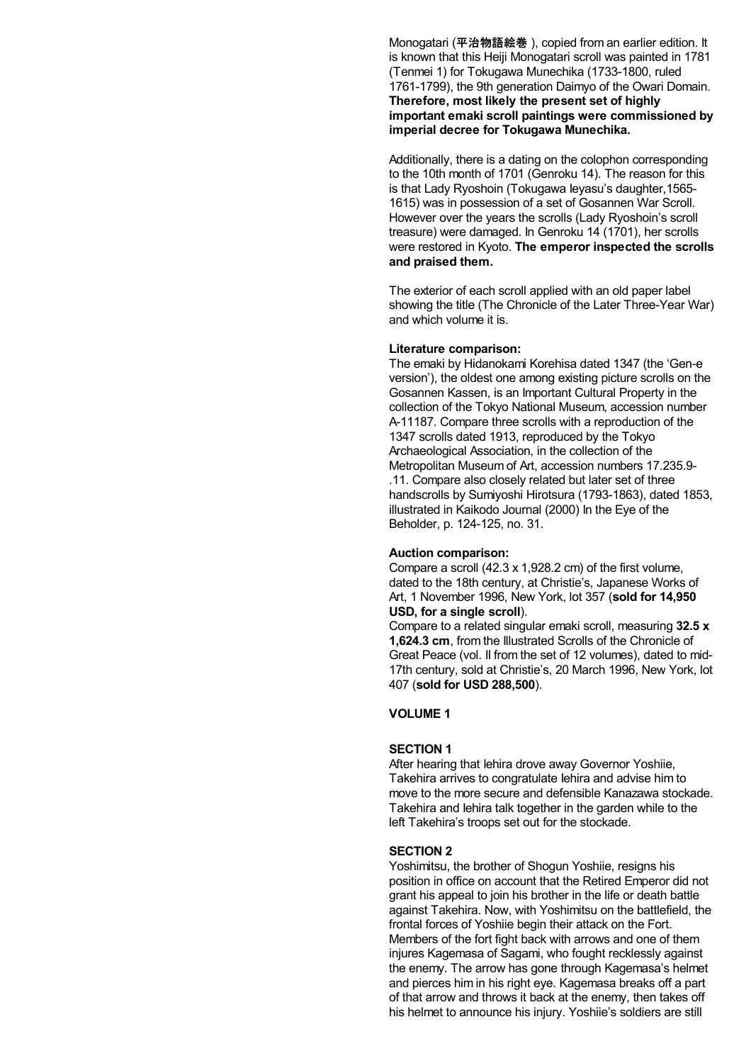Monogatari (**平治物語絵巻** ), copied from an earlier edition. It is known that this Heiji Monogatari scroll was painted in 1781 (Tenmei 1) for Tokugawa Munechika (1733-1800, ruled 1761-1799), the 9th generation Daimyo of the Owari Domain. **Therefore, most likely the present set of highly important emaki scroll paintings were commissioned by imperial decree for Tokugawa Munechika.**

Additionally, there is a dating on the colophon corresponding to the 10th month of 1701 (Genroku 14). The reason for this is that Lady Ryoshoin (Tokugawa Ieyasu's daughter,1565-1615) was in possession of a set of Gosannen War Scroll. However over the years the scrolls (Lady Ryoshoin's scroll treasure) were damaged. In Genroku 14 (1701), her scrolls were restored in Kyoto. **The emperor inspected the scrolls and praised them.**

The exterior of each scroll applied with an old paper label showing the title (The Chronicle of the Later Three-Year War) and which volume it is.

**Literature comparison:**
The emaki by Hidanokami Korehisa dated 1347 (the 'Gen-e version'), the oldest one among existing picture scrolls on the Gosannen Kassen, is an Important Cultural Property in the collection of the Tokyo National Museum, accession number A-11187. Compare three scrolls with a reproduction of the 1347 scrolls dated 1913, reproduced by the Tokyo Archaeological Association, in the collection of the Metropolitan Museum of Art, accession numbers 17.235.9-.11. Compare also closely related but later set of three handscrolls by Sumiyoshi Hirotsura (1793-1863), dated 1853, illustrated in Kaikodo Journal (2000) In the Eye of the Beholder, p. 124-125, no. 31.

**Auction comparison:**
Compare a scroll (42.3 x 1,928.2 cm) of the first volume, dated to the 18th century, at Christie's, Japanese Works of Art, 1 November 1996, New York, lot 357 (**sold for 14,950 USD, for a single scroll**).
Compare to a related singular emaki scroll, measuring **32.5 x 1,624.3 cm**, from the Illustrated Scrolls of the Chronicle of Great Peace (vol. II from the set of 12 volumes), dated to mid-17th century, sold at Christie's, 20 March 1996, New York, lot 407 (**sold for USD 288,500**).

**VOLUME 1**

**SECTION 1**
After hearing that Iehira drove away Governor Yoshiie, Takehira arrives to congratulate Iehira and advise him to move to the more secure and defensible Kanazawa stockade. Takehira and Iehira talk together in the garden while to the left Takehira's troops set out for the stockade.

**SECTION 2**
Yoshimitsu, the brother of Shogun Yoshiie, resigns his position in office on account that the Retired Emperor did not grant his appeal to join his brother in the life or death battle against Takehira. Now, with Yoshimitsu on the battlefield, the frontal forces of Yoshiie begin their attack on the Fort. Members of the fort fight back with arrows and one of them injures Kagemasa of Sagami, who fought recklessly against the enemy. The arrow has gone through Kagemasa's helmet and pierces him in his right eye. Kagemasa breaks off a part of that arrow and throws it back at the enemy, then takes off his helmet to announce his injury. Yoshiie's soldiers are still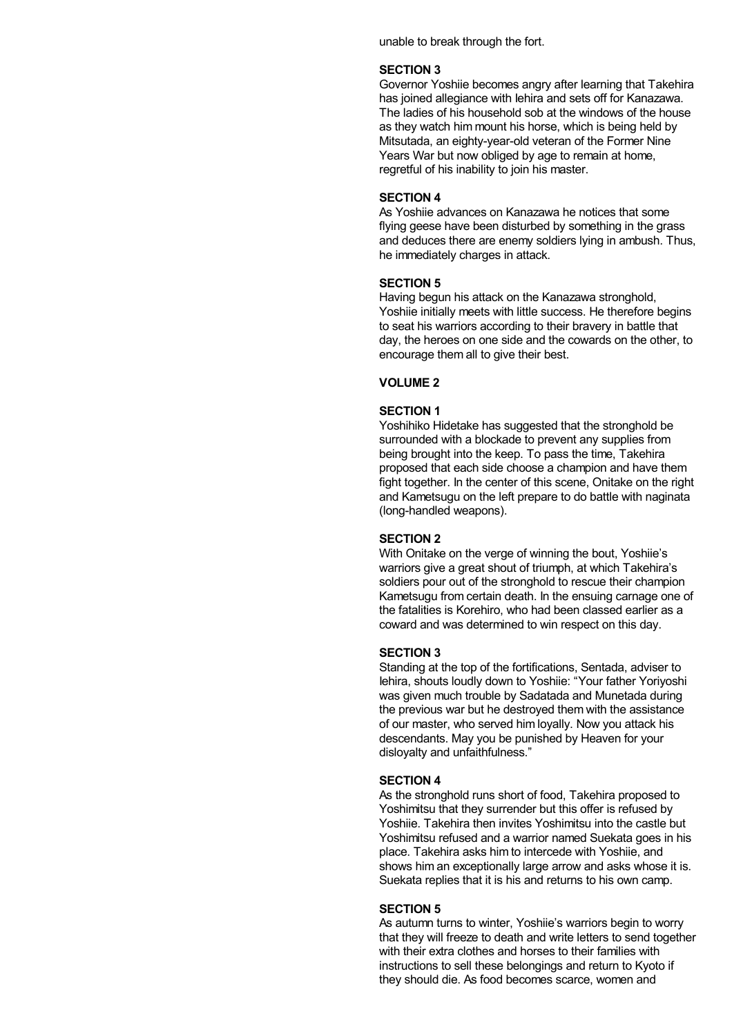unable to break through the fort.

**SECTION 3**

Governor Yoshiie becomes angry after learning that Takehira has joined allegiance with Iehira and sets off for Kanazawa. The ladies of his household sob at the windows of the house as they watch him mount his horse, which is being held by Mitsutada, an eighty-year-old veteran of the Former Nine Years War but now obliged by age to remain at home, regretful of his inability to join his master.

**SECTION 4**

As Yoshiie advances on Kanazawa he notices that some flying geese have been disturbed by something in the grass and deduces there are enemy soldiers lying in ambush. Thus, he immediately charges in attack.

**SECTION 5**

Having begun his attack on the Kanazawa stronghold, Yoshiie initially meets with little success. He therefore begins to seat his warriors according to their bravery in battle that day, the heroes on one side and the cowards on the other, to encourage them all to give their best.

**VOLUME 2**

**SECTION 1**

Yoshihiko Hidetake has suggested that the stronghold be surrounded with a blockade to prevent any supplies from being brought into the keep. To pass the time, Takehira proposed that each side choose a champion and have them fight together. In the center of this scene, Onitake on the right and Kametsugu on the left prepare to do battle with naginata (long-handled weapons).

**SECTION 2**

With Onitake on the verge of winning the bout, Yoshiie's warriors give a great shout of triumph, at which Takehira's soldiers pour out of the stronghold to rescue their champion Kametsugu from certain death. In the ensuing carnage one of the fatalities is Korehiro, who had been classed earlier as a coward and was determined to win respect on this day.

**SECTION 3**

Standing at the top of the fortifications, Sentada, adviser to Iehira, shouts loudly down to Yoshiie: "Your father Yoriyoshi was given much trouble by Sadatada and Munetada during the previous war but he destroyed them with the assistance of our master, who served him loyally. Now you attack his descendants. May you be punished by Heaven for your disloyalty and unfaithfulness."

**SECTION 4**

As the stronghold runs short of food, Takehira proposed to Yoshimitsu that they surrender but this offer is refused by Yoshiie. Takehira then invites Yoshimitsu into the castle but Yoshimitsu refused and a warrior named Suekata goes in his place. Takehira asks him to intercede with Yoshiie, and shows him an exceptionally large arrow and asks whose it is. Suekata replies that it is his and returns to his own camp.

**SECTION 5**

As autumn turns to winter, Yoshiie's warriors begin to worry that they will freeze to death and write letters to send together with their extra clothes and horses to their families with instructions to sell these belongings and return to Kyoto if they should die. As food becomes scarce, women and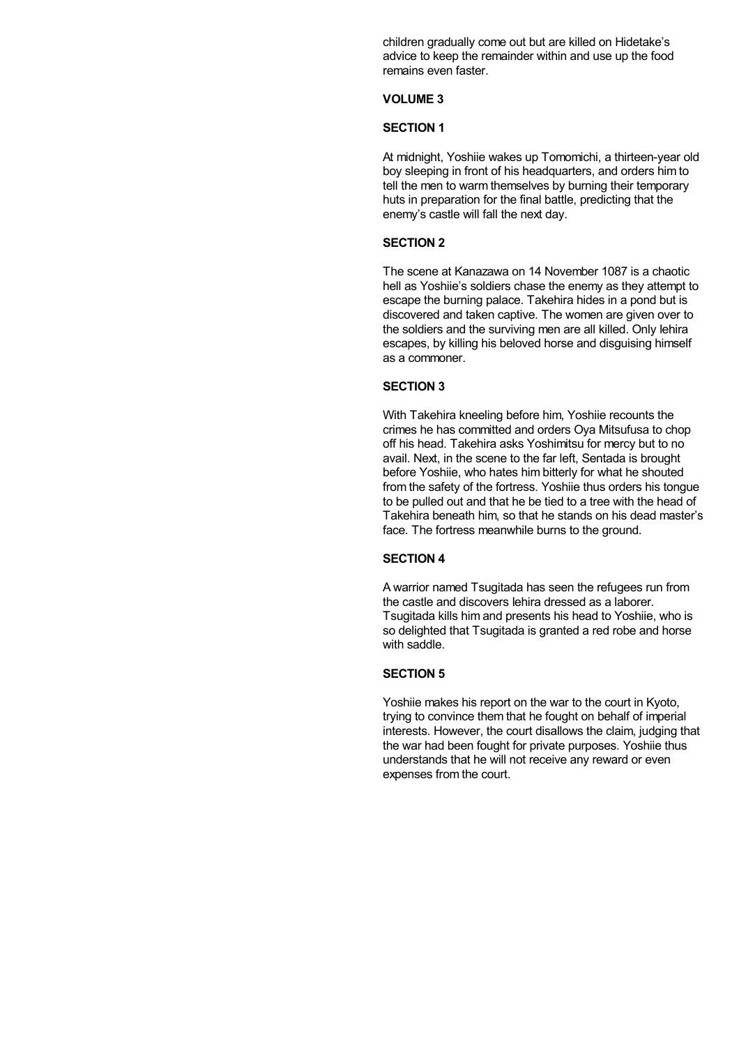children gradually come out but are killed on Hidetake's advice to keep the remainder within and use up the food remains even faster.

## VOLUME 3

### SECTION 1

At midnight, Yoshiie wakes up Tomomichi, a thirteen-year old boy sleeping in front of his headquarters, and orders him to tell the men to warm themselves by burning their temporary huts in preparation for the final battle, predicting that the enemy's castle will fall the next day.

### SECTION 2

The scene at Kanazawa on 14 November 1087 is a chaotic hell as Yoshiie's soldiers chase the enemy as they attempt to escape the burning palace. Takehira hides in a pond but is discovered and taken captive. The women are given over to the soldiers and the surviving men are all killed. Only Iehira escapes, by killing his beloved horse and disguising himself as a commoner.

### SECTION 3

With Takehira kneeling before him, Yoshiie recounts the crimes he has committed and orders Oya Mitsufusa to chop off his head. Takehira asks Yoshimitsu for mercy but to no avail. Next, in the scene to the far left, Sentada is brought before Yoshiie, who hates him bitterly for what he shouted from the safety of the fortress. Yoshiie thus orders his tongue to be pulled out and that he be tied to a tree with the head of Takehira beneath him, so that he stands on his dead master's face. The fortress meanwhile burns to the ground.

### SECTION 4

A warrior named Tsugitada has seen the refugees run from the castle and discovers Iehira dressed as a laborer. Tsugitada kills him and presents his head to Yoshiie, who is so delighted that Tsugitada is granted a red robe and horse with saddle.

### SECTION 5

Yoshiie makes his report on the war to the court in Kyoto, trying to convince them that he fought on behalf of imperial interests. However, the court disallows the claim, judging that the war had been fought for private purposes. Yoshiie thus understands that he will not receive any reward or even expenses from the court.